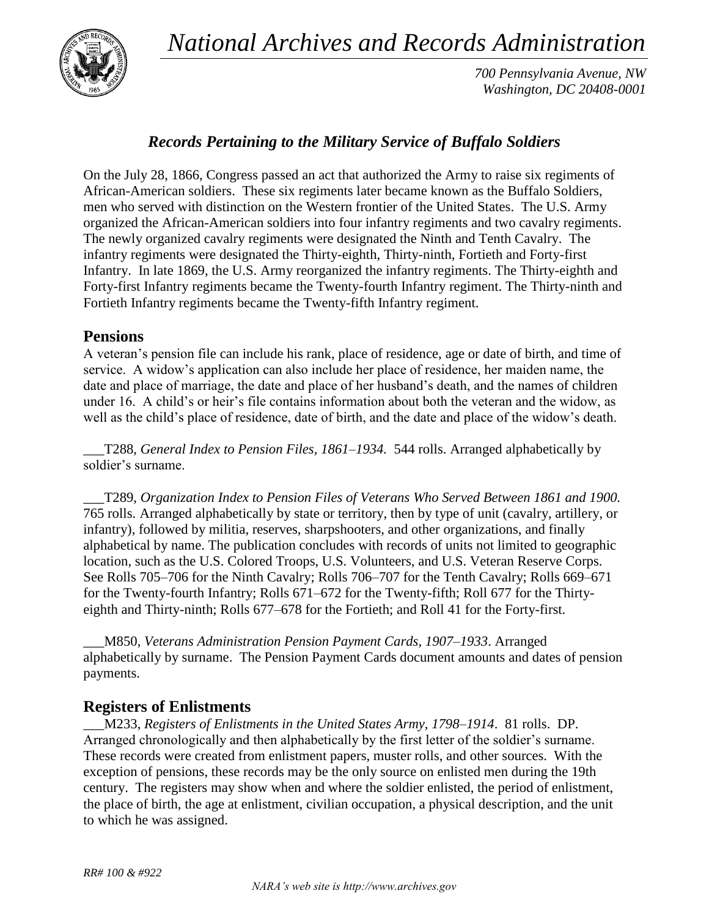# *National Archives and Records Administration*

*700 Pennsylvania Avenue, NW*
*Washington, DC 20408-0001*

## *Records Pertaining to the Military Service of Buffalo Soldiers*

On the July 28, 1866, Congress passed an act that authorized the Army to raise six regiments of African-American soldiers. These six regiments later became known as the Buffalo Soldiers, men who served with distinction on the Western frontier of the United States. The U.S. Army organized the African-American soldiers into four infantry regiments and two cavalry regiments. The newly organized cavalry regiments were designated the Ninth and Tenth Cavalry. The infantry regiments were designated the Thirty-eighth, Thirty-ninth, Fortieth and Forty-first Infantry. In late 1869, the U.S. Army reorganized the infantry regiments. The Thirty-eighth and Forty-first Infantry regiments became the Twenty-fourth Infantry regiment. The Thirty-ninth and Fortieth Infantry regiments became the Twenty-fifth Infantry regiment.

## Pensions

A veteran's pension file can include his rank, place of residence, age or date of birth, and time of service. A widow's application can also include her place of residence, her maiden name, the date and place of marriage, the date and place of her husband's death, and the names of children under 16. A child's or heir's file contains information about both the veteran and the widow, as well as the child's place of residence, date of birth, and the date and place of the widow's death.

___T288, *General Index to Pension Files, 1861–1934*. 544 rolls. Arranged alphabetically by soldier's surname.

___T289, *Organization Index to Pension Files of Veterans Who Served Between 1861 and 1900.* 765 rolls. Arranged alphabetically by state or territory, then by type of unit (cavalry, artillery, or infantry), followed by militia, reserves, sharpshooters, and other organizations, and finally alphabetical by name. The publication concludes with records of units not limited to geographic location, such as the U.S. Colored Troops, U.S. Volunteers, and U.S. Veteran Reserve Corps. See Rolls 705–706 for the Ninth Cavalry; Rolls 706–707 for the Tenth Cavalry; Rolls 669–671 for the Twenty-fourth Infantry; Rolls 671–672 for the Twenty-fifth; Roll 677 for the Thirty-eighth and Thirty-ninth; Rolls 677–678 for the Fortieth; and Roll 41 for the Forty-first.

___M850, *Veterans Administration Pension Payment Cards, 1907–1933*. Arranged alphabetically by surname. The Pension Payment Cards document amounts and dates of pension payments.

## Registers of Enlistments

___M233, *Registers of Enlistments in the United States Army, 1798–1914*. 81 rolls. DP. Arranged chronologically and then alphabetically by the first letter of the soldier's surname. These records were created from enlistment papers, muster rolls, and other sources. With the exception of pensions, these records may be the only source on enlisted men during the 19th century. The registers may show when and where the soldier enlisted, the period of enlistment, the place of birth, the age at enlistment, civilian occupation, a physical description, and the unit to which he was assigned.

*RR# 100 & #922*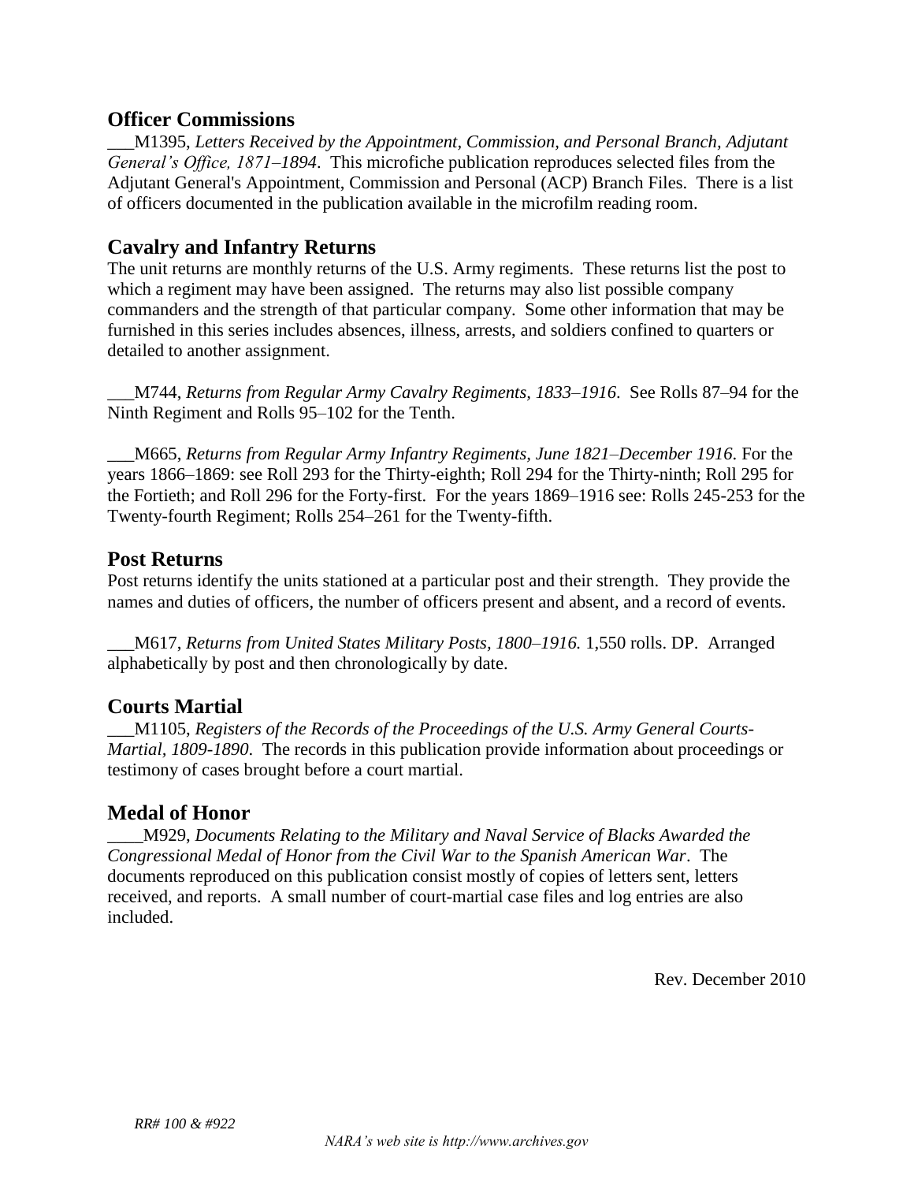## Officer Commissions

___M1395, *Letters Received by the Appointment, Commission, and Personal Branch, Adjutant General's Office, 1871–1894*. This microfiche publication reproduces selected files from the Adjutant General's Appointment, Commission and Personal (ACP) Branch Files. There is a list of officers documented in the publication available in the microfilm reading room.

## Cavalry and Infantry Returns

The unit returns are monthly returns of the U.S. Army regiments. These returns list the post to which a regiment may have been assigned. The returns may also list possible company commanders and the strength of that particular company. Some other information that may be furnished in this series includes absences, illness, arrests, and soldiers confined to quarters or detailed to another assignment.

___M744, *Returns from Regular Army Cavalry Regiments, 1833–1916*. See Rolls 87–94 for the Ninth Regiment and Rolls 95–102 for the Tenth.

___M665, *Returns from Regular Army Infantry Regiments, June 1821–December 1916*. For the years 1866–1869: see Roll 293 for the Thirty-eighth; Roll 294 for the Thirty-ninth; Roll 295 for the Fortieth; and Roll 296 for the Forty-first. For the years 1869–1916 see: Rolls 245-253 for the Twenty-fourth Regiment; Rolls 254–261 for the Twenty-fifth.

## Post Returns

Post returns identify the units stationed at a particular post and their strength. They provide the names and duties of officers, the number of officers present and absent, and a record of events.

___M617, *Returns from United States Military Posts, 1800–1916.* 1,550 rolls. DP. Arranged alphabetically by post and then chronologically by date.

## Courts Martial

___M1105, *Registers of the Records of the Proceedings of the U.S. Army General Courts-Martial, 1809-1890*. The records in this publication provide information about proceedings or testimony of cases brought before a court martial.

## Medal of Honor

____M929, *Documents Relating to the Military and Naval Service of Blacks Awarded the Congressional Medal of Honor from the Civil War to the Spanish American War*. The documents reproduced on this publication consist mostly of copies of letters sent, letters received, and reports. A small number of court-martial case files and log entries are also included.

Rev. December 2010

*RR# 100 & #922*